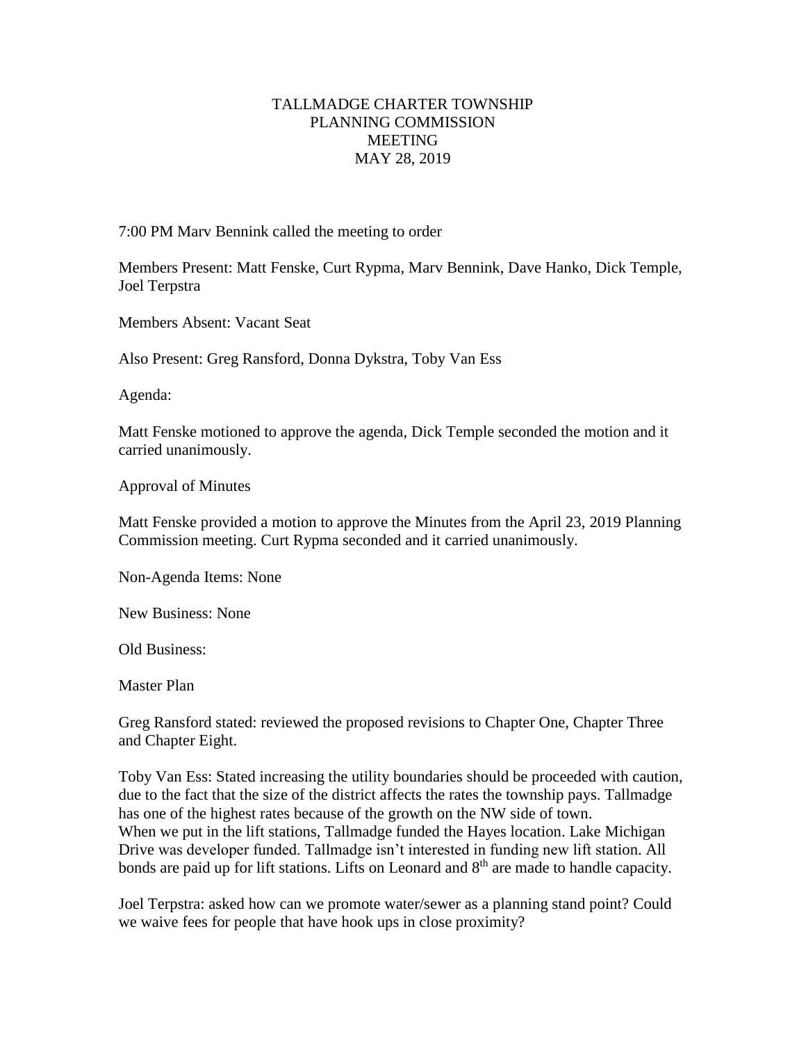# TALLMADGE CHARTER TOWNSHIP
## PLANNING COMMISSION
## MEETING
## MAY 28, 2019

7:00 PM Marv Bennink called the meeting to order

Members Present: Matt Fenske, Curt Rypma, Marv Bennink, Dave Hanko, Dick Temple, Joel Terpstra

Members Absent: Vacant Seat

Also Present: Greg Ransford, Donna Dykstra, Toby Van Ess

Agenda:

Matt Fenske motioned to approve the agenda, Dick Temple seconded the motion and it carried unanimously.

Approval of Minutes

Matt Fenske provided a motion to approve the Minutes from the April 23, 2019 Planning Commission meeting. Curt Rypma seconded and it carried unanimously.

Non-Agenda Items: None

New Business: None

Old Business:

Master Plan

Greg Ransford stated: reviewed the proposed revisions to Chapter One, Chapter Three and Chapter Eight.

Toby Van Ess: Stated increasing the utility boundaries should be proceeded with caution, due to the fact that the size of the district affects the rates the township pays. Tallmadge has one of the highest rates because of the growth on the NW side of town.
When we put in the lift stations, Tallmadge funded the Hayes location. Lake Michigan Drive was developer funded. Tallmadge isn't interested in funding new lift station. All bonds are paid up for lift stations. Lifts on Leonard and 8th are made to handle capacity.

Joel Terpstra: asked how can we promote water/sewer as a planning stand point? Could we waive fees for people that have hook ups in close proximity?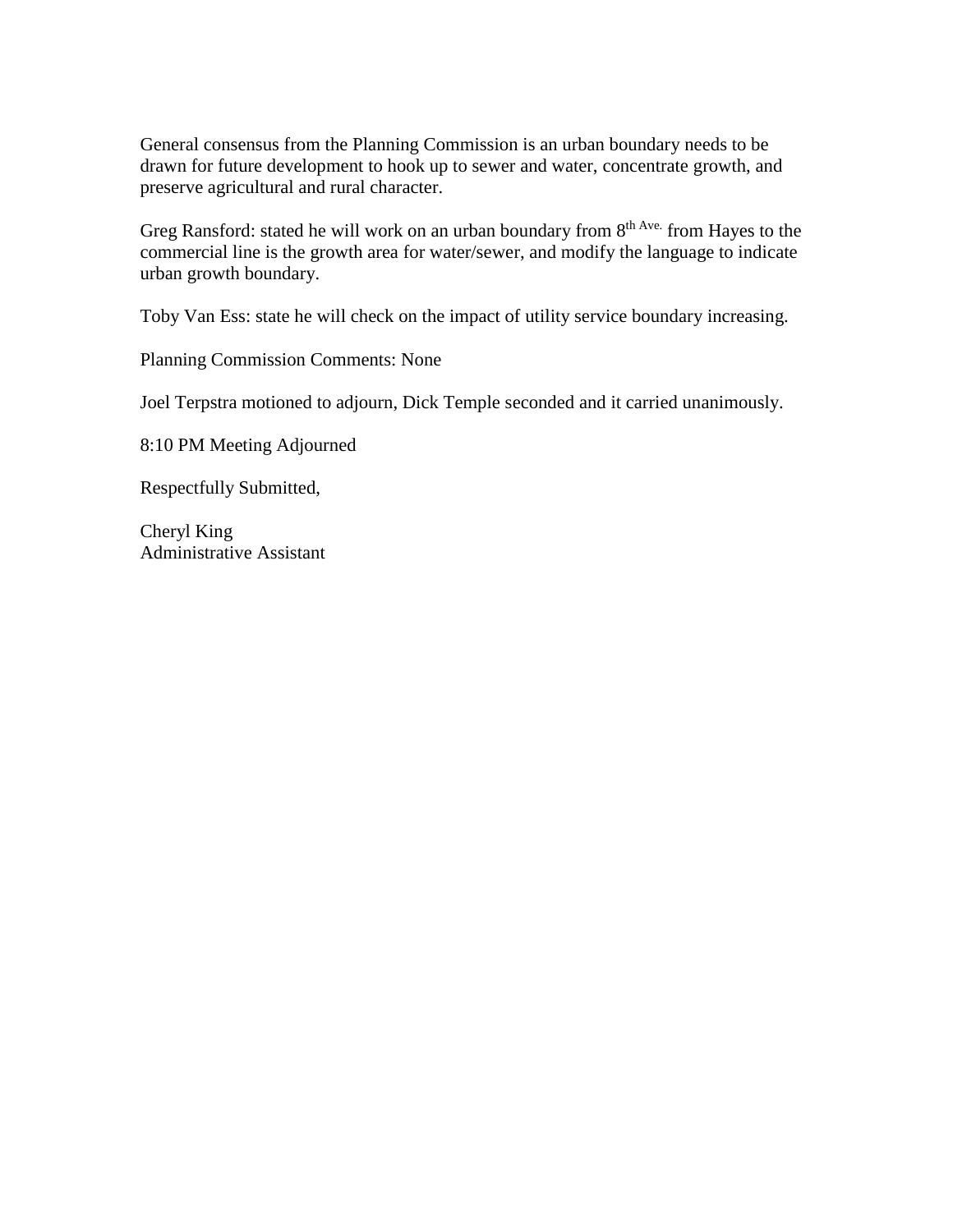General consensus from the Planning Commission is an urban boundary needs to be drawn for future development to hook up to sewer and water, concentrate growth, and preserve agricultural and rural character.

Greg Ransford: stated he will work on an urban boundary from 8$^{th\ Ave.}$ from Hayes to the commercial line is the growth area for water/sewer, and modify the language to indicate urban growth boundary.

Toby Van Ess: state he will check on the impact of utility service boundary increasing.

Planning Commission Comments: None

Joel Terpstra motioned to adjourn, Dick Temple seconded and it carried unanimously.

8:10 PM Meeting Adjourned

Respectfully Submitted,

Cheryl King  
Administrative Assistant